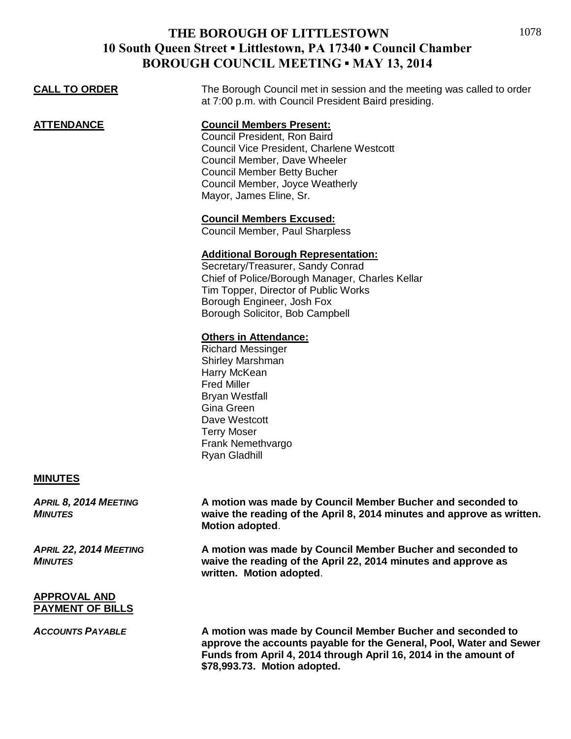# THE BOROUGH OF LITTLESTOWN
## 10 South Queen Street ▪ Littlestown, PA 17340 ▪ Council Chamber
## BOROUGH COUNCIL MEETING ▪ MAY 13, 2014

**CALL TO ORDER**

The Borough Council met in session and the meeting was called to order at 7:00 p.m. with Council President Baird presiding.

**ATTENDANCE**

**Council Members Present:**
Council President, Ron Baird
Council Vice President, Charlene Westcott
Council Member, Dave Wheeler
Council Member Betty Bucher
Council Member, Joyce Weatherly
Mayor, James Eline, Sr.

**Council Members Excused:**
Council Member, Paul Sharpless

**Additional Borough Representation:**
Secretary/Treasurer, Sandy Conrad
Chief of Police/Borough Manager, Charles Kellar
Tim Topper, Director of Public Works
Borough Engineer, Josh Fox
Borough Solicitor, Bob Campbell

**Others in Attendance:**
Richard Messinger
Shirley Marshman
Harry McKean
Fred Miller
Bryan Westfall
Gina Green
Dave Westcott
Terry Moser
Frank Nemethvargo
Ryan Gladhill

**MINUTES**

***APRIL 8, 2014 MEETING MINUTES***

**A motion was made by Council Member Bucher and seconded to waive the reading of the April 8, 2014 minutes and approve as written. Motion adopted**.

***APRIL 22, 2014 MEETING MINUTES***

**A motion was made by Council Member Bucher and seconded to waive the reading of the April 22, 2014 minutes and approve as written. Motion adopted**.

**APPROVAL AND PAYMENT OF BILLS**

***ACCOUNTS PAYABLE***

**A motion was made by Council Member Bucher and seconded to approve the accounts payable for the General, Pool, Water and Sewer Funds from April 4, 2014 through April 16, 2014 in the amount of $78,993.73. Motion adopted.**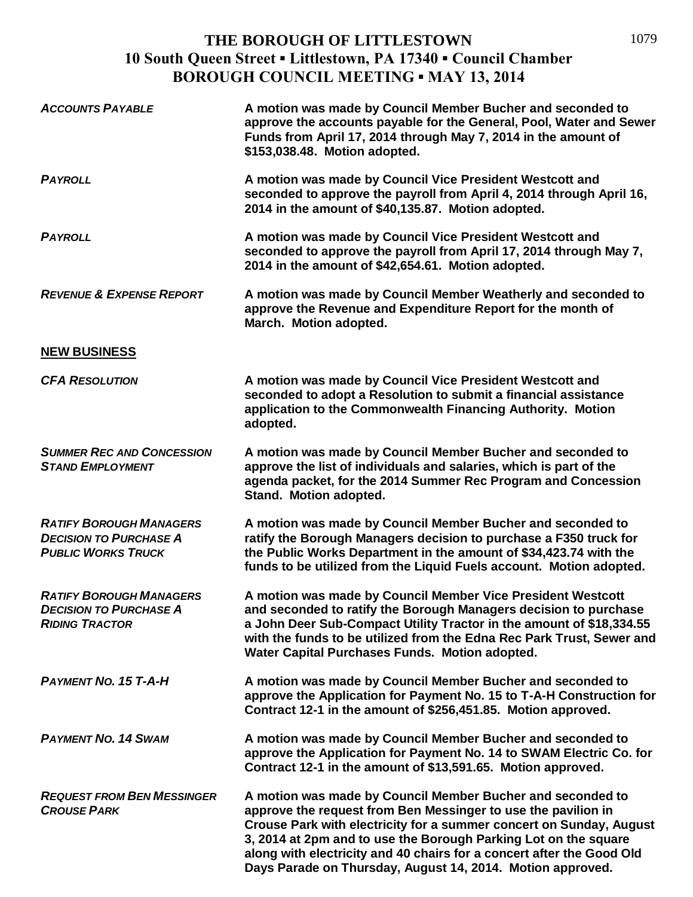# THE BOROUGH OF LITTLESTOWN
## 10 South Queen Street ▪ Littlestown, PA 17340 ▪ Council Chamber
## BOROUGH COUNCIL MEETING ▪ MAY 13, 2014

***ACCOUNTS PAYABLE*** — **A motion was made by Council Member Bucher and seconded to approve the accounts payable for the General, Pool, Water and Sewer Funds from April 17, 2014 through May 7, 2014 in the amount of $153,038.48. Motion adopted.**

***PAYROLL*** — **A motion was made by Council Vice President Westcott and seconded to approve the payroll from April 4, 2014 through April 16, 2014 in the amount of $40,135.87. Motion adopted.**

***PAYROLL*** — **A motion was made by Council Vice President Westcott and seconded to approve the payroll from April 17, 2014 through May 7, 2014 in the amount of $42,654.61. Motion adopted.**

***REVENUE & EXPENSE REPORT*** — **A motion was made by Council Member Weatherly and seconded to approve the Revenue and Expenditure Report for the month of March. Motion adopted.**

## NEW BUSINESS

***CFA RESOLUTION*** — **A motion was made by Council Vice President Westcott and seconded to adopt a Resolution to submit a financial assistance application to the Commonwealth Financing Authority. Motion adopted.**

***SUMMER REC AND CONCESSION STAND EMPLOYMENT*** — **A motion was made by Council Member Bucher and seconded to approve the list of individuals and salaries, which is part of the agenda packet, for the 2014 Summer Rec Program and Concession Stand. Motion adopted.**

***RATIFY BOROUGH MANAGERS DECISION TO PURCHASE A PUBLIC WORKS TRUCK*** — **A motion was made by Council Member Bucher and seconded to ratify the Borough Managers decision to purchase a F350 truck for the Public Works Department in the amount of $34,423.74 with the funds to be utilized from the Liquid Fuels account. Motion adopted.**

***RATIFY BOROUGH MANAGERS DECISION TO PURCHASE A RIDING TRACTOR*** — **A motion was made by Council Member Vice President Westcott and seconded to ratify the Borough Managers decision to purchase a John Deer Sub-Compact Utility Tractor in the amount of $18,334.55 with the funds to be utilized from the Edna Rec Park Trust, Sewer and Water Capital Purchases Funds. Motion adopted.**

***PAYMENT NO. 15 T-A-H*** — **A motion was made by Council Member Bucher and seconded to approve the Application for Payment No. 15 to T-A-H Construction for Contract 12-1 in the amount of $256,451.85. Motion approved.**

***PAYMENT NO. 14 SWAM*** — **A motion was made by Council Member Bucher and seconded to approve the Application for Payment No. 14 to SWAM Electric Co. for Contract 12-1 in the amount of $13,591.65. Motion approved.**

***REQUEST FROM BEN MESSINGER CROUSE PARK*** — **A motion was made by Council Member Bucher and seconded to approve the request from Ben Messinger to use the pavilion in Crouse Park with electricity for a summer concert on Sunday, August 3, 2014 at 2pm and to use the Borough Parking Lot on the square along with electricity and 40 chairs for a concert after the Good Old Days Parade on Thursday, August 14, 2014. Motion approved.**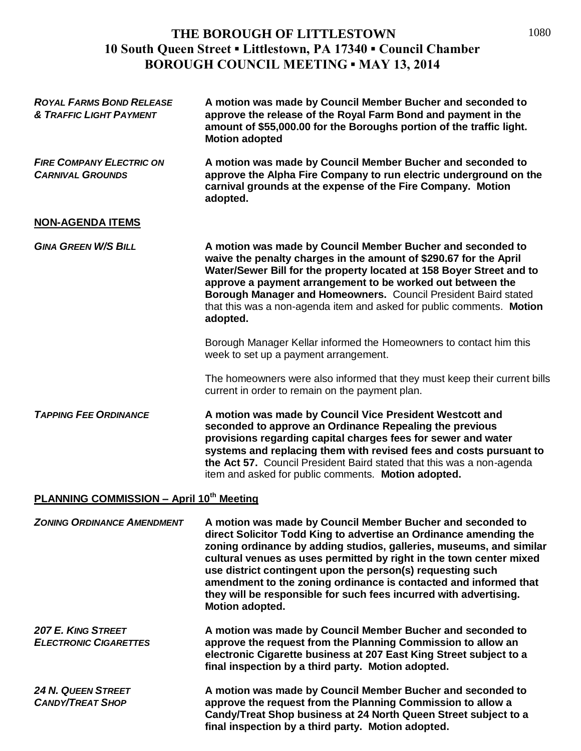# THE BOROUGH OF LITTLESTOWN
## 10 South Queen Street ▪ Littlestown, PA 17340 ▪ Council Chamber
## BOROUGH COUNCIL MEETING ▪ MAY 13, 2014

***ROYAL FARMS BOND RELEASE & TRAFFIC LIGHT PAYMENT***

**A motion was made by Council Member Bucher and seconded to approve the release of the Royal Farm Bond and payment in the amount of $55,000.00 for the Boroughs portion of the traffic light. Motion adopted**

***FIRE COMPANY ELECTRIC ON CARNIVAL GROUNDS***

**A motion was made by Council Member Bucher and seconded to approve the Alpha Fire Company to run electric underground on the carnival grounds at the expense of the Fire Company. Motion adopted.**

**NON-AGENDA ITEMS**

***GINA GREEN W/S BILL***

**A motion was made by Council Member Bucher and seconded to waive the penalty charges in the amount of $290.67 for the April Water/Sewer Bill for the property located at 158 Boyer Street and to approve a payment arrangement to be worked out between the Borough Manager and Homeowners.** Council President Baird stated that this was a non-agenda item and asked for public comments. **Motion adopted.**

Borough Manager Kellar informed the Homeowners to contact him this week to set up a payment arrangement.

The homeowners were also informed that they must keep their current bills current in order to remain on the payment plan.

***TAPPING FEE ORDINANCE***

**A motion was made by Council Vice President Westcott and seconded to approve an Ordinance Repealing the previous provisions regarding capital charges fees for sewer and water systems and replacing them with revised fees and costs pursuant to the Act 57.** Council President Baird stated that this was a non-agenda item and asked for public comments. **Motion adopted.**

**PLANNING COMMISSION – April 10th Meeting**

***ZONING ORDINANCE AMENDMENT***

**A motion was made by Council Member Bucher and seconded to direct Solicitor Todd King to advertise an Ordinance amending the zoning ordinance by adding studios, galleries, museums, and similar cultural venues as uses permitted by right in the town center mixed use district contingent upon the person(s) requesting such amendment to the zoning ordinance is contacted and informed that they will be responsible for such fees incurred with advertising. Motion adopted.**

***207 E. KING STREET ELECTRONIC CIGARETTES***

**A motion was made by Council Member Bucher and seconded to approve the request from the Planning Commission to allow an electronic Cigarette business at 207 East King Street subject to a final inspection by a third party. Motion adopted.**

***24 N. QUEEN STREET CANDY/TREAT SHOP***

**A motion was made by Council Member Bucher and seconded to approve the request from the Planning Commission to allow a Candy/Treat Shop business at 24 North Queen Street subject to a final inspection by a third party. Motion adopted.**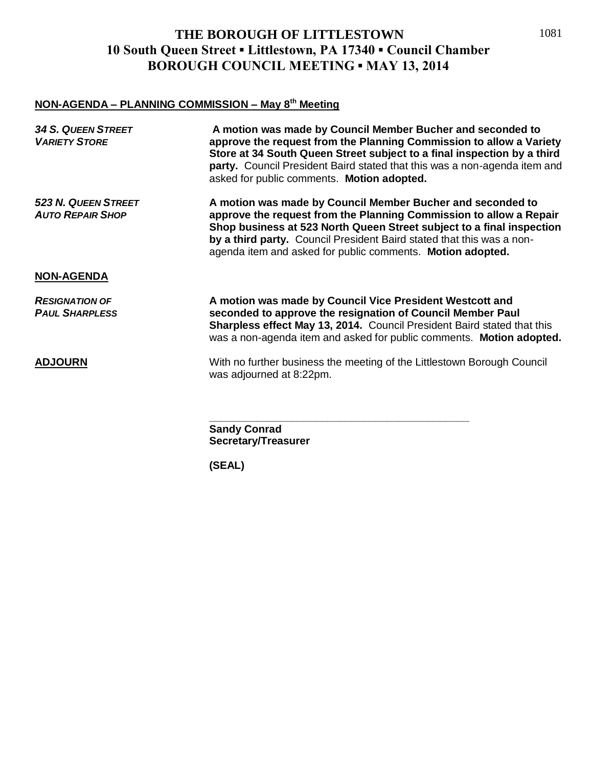# THE BOROUGH OF LITTLESTOWN
## 10 South Queen Street ▪ Littlestown, PA 17340 ▪ Council Chamber
## BOROUGH COUNCIL MEETING ▪ MAY 13, 2014

**NON-AGENDA – PLANNING COMMISSION – May 8th Meeting**

***34 S. QUEEN STREET VARIETY STORE***

**A motion was made by Council Member Bucher and seconded to approve the request from the Planning Commission to allow a Variety Store at 34 South Queen Street subject to a final inspection by a third party.** Council President Baird stated that this was a non-agenda item and asked for public comments. **Motion adopted.**

***523 N. QUEEN STREET AUTO REPAIR SHOP***

**A motion was made by Council Member Bucher and seconded to approve the request from the Planning Commission to allow a Repair Shop business at 523 North Queen Street subject to a final inspection by a third party.** Council President Baird stated that this was a non-agenda item and asked for public comments. **Motion adopted.**

**NON-AGENDA**

***RESIGNATION OF PAUL SHARPLESS***

**A motion was made by Council Vice President Westcott and seconded to approve the resignation of Council Member Paul Sharpless effect May 13, 2014.** Council President Baird stated that this was a non-agenda item and asked for public comments. **Motion adopted.**

**ADJOURN**

With no further business the meeting of the Littlestown Borough Council was adjourned at 8:22pm.

\_\_\_\_\_\_\_\_\_\_\_\_\_\_\_\_\_\_\_\_\_\_\_\_\_\_\_\_\_\_\_\_\_\_\_\_\_\_\_\_\_\_

**Sandy Conrad**
**Secretary/Treasurer**

**(SEAL)**